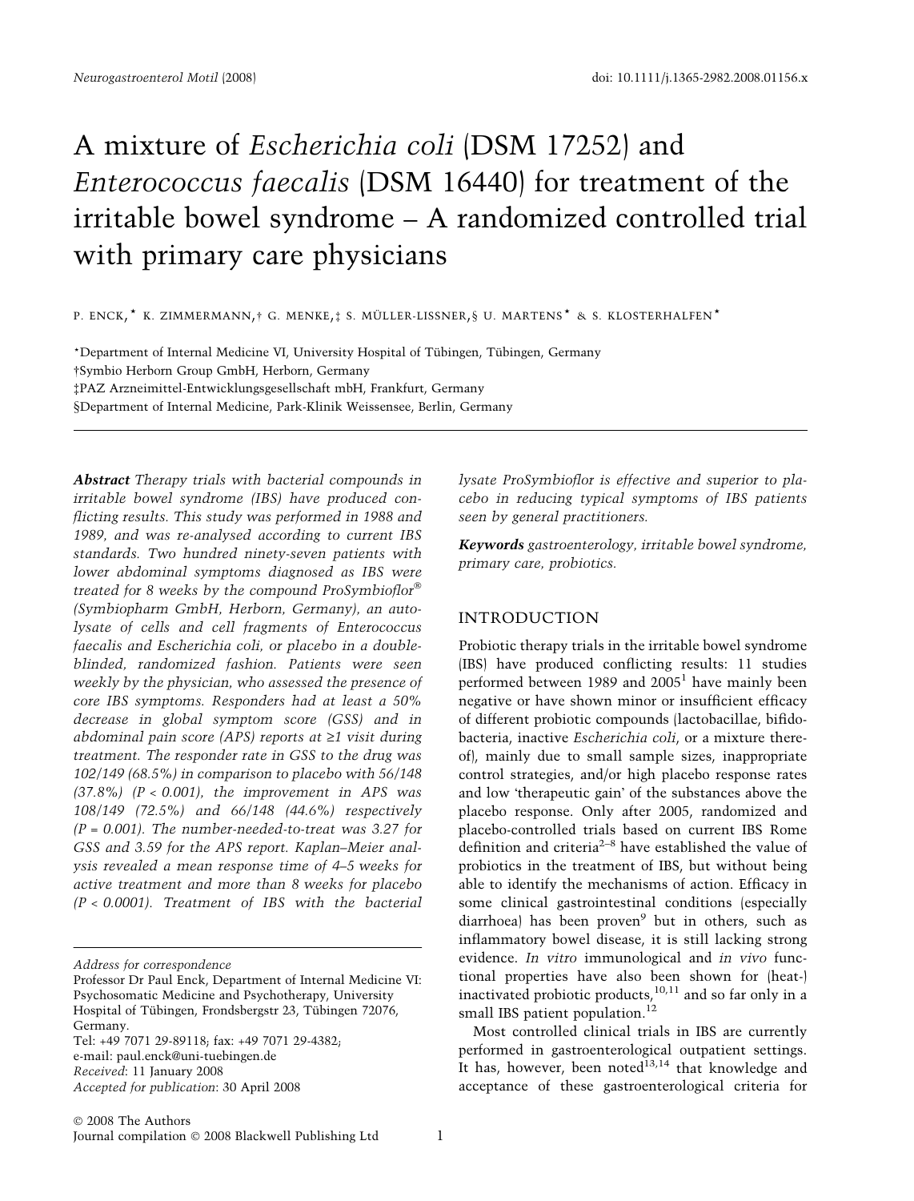# A mixture of *Escherichia coli* (DSM 17252) and *Enterococcus faecalis* (DSM 16440) for treatment of the irritable bowel syndrome – A randomized controlled trial with primary care physicians

P. ENCK,* K. ZIMMERMANN,† G. MENKE,‡ S. MÜLLER-LISSNER,§ U. MARTENS* & S. KLOSTERHALFEN*

*Department of Internal Medicine VI, University Hospital of Tübingen, Tübingen, Germany
†Symbio Herborn Group GmbH, Herborn, Germany
‡PAZ Arzneimittel-Entwicklungsgesellschaft mbH, Frankfurt, Germany
§Department of Internal Medicine, Park-Klinik Weissensee, Berlin, Germany

***Abstract*** *Therapy trials with bacterial compounds in irritable bowel syndrome (IBS) have produced conflicting results. This study was performed in 1988 and 1989, and was re-analysed according to current IBS standards. Two hundred ninety-seven patients with lower abdominal symptoms diagnosed as IBS were treated for 8 weeks by the compound ProSymbioflor® (Symbiopharm GmbH, Herborn, Germany), an autolysate of cells and cell fragments of Enterococcus faecalis and Escherichia coli, or placebo in a double-blinded, randomized fashion. Patients were seen weekly by the physician, who assessed the presence of core IBS symptoms. Responders had at least a 50% decrease in global symptom score (GSS) and in abdominal pain score (APS) reports at ≥1 visit during treatment. The responder rate in GSS to the drug was 102/149 (68.5%) in comparison to placebo with 56/148 (37.8%) ($P < 0.001$), the improvement in APS was 108/149 (72.5%) and 66/148 (44.6%) respectively ($P = 0.001$). The number-needed-to-treat was 3.27 for GSS and 3.59 for the APS report. Kaplan–Meier analysis revealed a mean response time of 4–5 weeks for active treatment and more than 8 weeks for placebo ($P < 0.0001$). Treatment of IBS with the bacterial lysate ProSymbioflor is effective and superior to placebo in reducing typical symptoms of IBS patients seen by general practitioners.*

***Keywords*** *gastroenterology, irritable bowel syndrome, primary care, probiotics.*

Address for correspondence
Professor Dr Paul Enck, Department of Internal Medicine VI: Psychosomatic Medicine and Psychotherapy, University Hospital of Tübingen, Frondsbergstr 23, Tübingen 72076, Germany.
Tel: +49 7071 29-89118; fax: +49 7071 29-4382;
e-mail: paul.enck@uni-tuebingen.de
*Received*: 11 January 2008
*Accepted for publication*: 30 April 2008

## INTRODUCTION

Probiotic therapy trials in the irritable bowel syndrome (IBS) have produced conflicting results: 11 studies performed between 1989 and 2005[1] have mainly been negative or have shown minor or insufficient efficacy of different probiotic compounds (lactobacillae, bifidobacteria, inactive *Escherichia coli*, or a mixture thereof), mainly due to small sample sizes, inappropriate control strategies, and/or high placebo response rates and low 'therapeutic gain' of the substances above the placebo response. Only after 2005, randomized and placebo-controlled trials based on current IBS Rome definition and criteria[2–8] have established the value of probiotics in the treatment of IBS, but without being able to identify the mechanisms of action. Efficacy in some clinical gastrointestinal conditions (especially diarrhoea) has been proven[9] but in others, such as inflammatory bowel disease, it is still lacking strong evidence. *In vitro* immunological and *in vivo* functional properties have also been shown for (heat-) inactivated probiotic products,[10,11] and so far only in a small IBS patient population.[12]

Most controlled clinical trials in IBS are currently performed in gastroenterological outpatient settings. It has, however, been noted[13,14] that knowledge and acceptance of these gastroenterological criteria for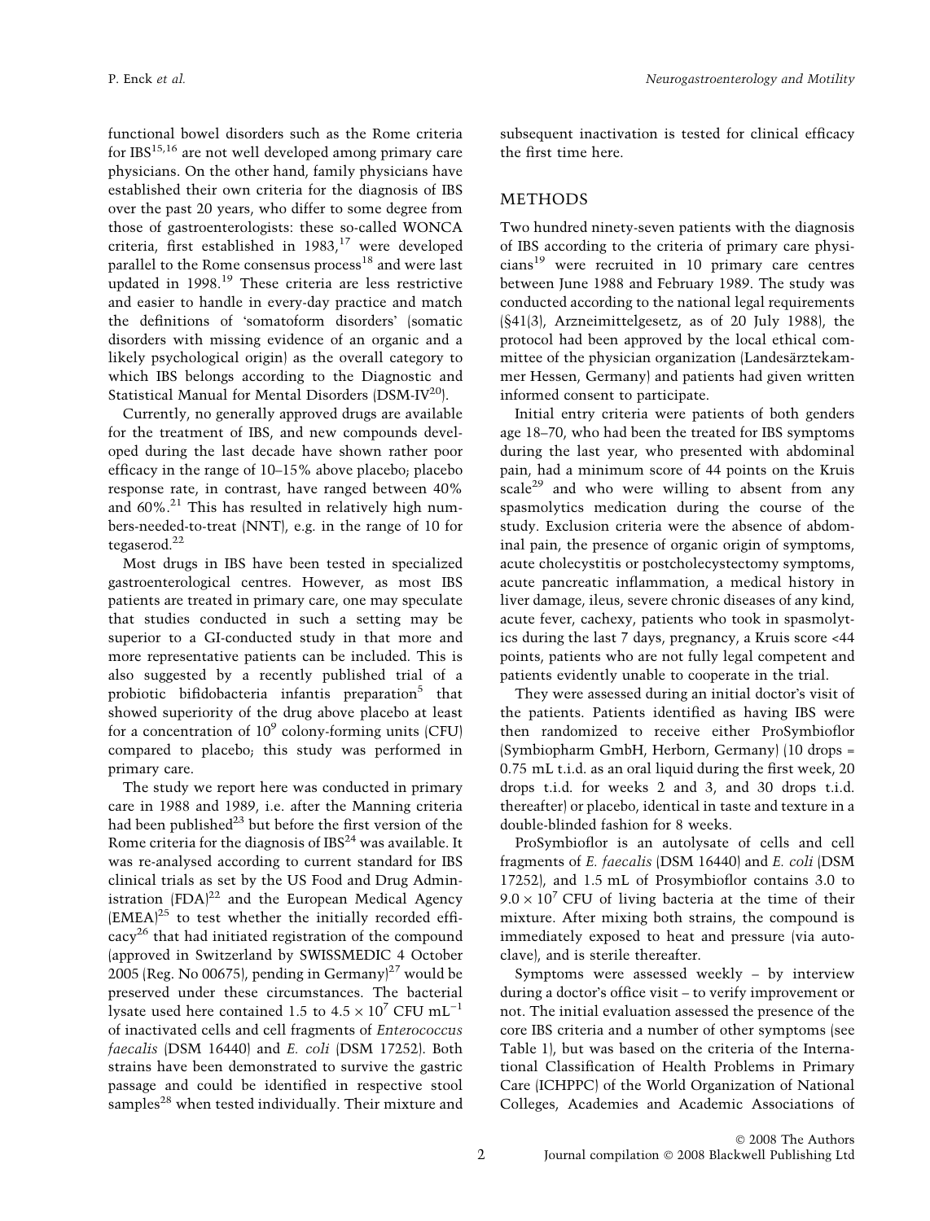functional bowel disorders such as the Rome criteria for IBS[15,16] are not well developed among primary care physicians. On the other hand, family physicians have established their own criteria for the diagnosis of IBS over the past 20 years, who differ to some degree from those of gastroenterologists: these so-called WONCA criteria, first established in 1983,[17] were developed parallel to the Rome consensus process[18] and were last updated in 1998.[19] These criteria are less restrictive and easier to handle in every-day practice and match the definitions of 'somatoform disorders' (somatic disorders with missing evidence of an organic and a likely psychological origin) as the overall category to which IBS belongs according to the Diagnostic and Statistical Manual for Mental Disorders (DSM-IV[20]).

Currently, no generally approved drugs are available for the treatment of IBS, and new compounds developed during the last decade have shown rather poor efficacy in the range of 10–15% above placebo; placebo response rate, in contrast, have ranged between 40% and 60%.[21] This has resulted in relatively high numbers-needed-to-treat (NNT), e.g. in the range of 10 for tegaserod.[22]

Most drugs in IBS have been tested in specialized gastroenterological centres. However, as most IBS patients are treated in primary care, one may speculate that studies conducted in such a setting may be superior to a GI-conducted study in that more and more representative patients can be included. This is also suggested by a recently published trial of a probiotic bifidobacteria infantis preparation[5] that showed superiority of the drug above placebo at least for a concentration of $10^9$ colony-forming units (CFU) compared to placebo; this study was performed in primary care.

The study we report here was conducted in primary care in 1988 and 1989, i.e. after the Manning criteria had been published[23] but before the first version of the Rome criteria for the diagnosis of IBS[24] was available. It was re-analysed according to current standard for IBS clinical trials as set by the US Food and Drug Administration (FDA)[22] and the European Medical Agency (EMEA)[25] to test whether the initially recorded efficacy[26] that had initiated registration of the compound (approved in Switzerland by SWISSMEDIC 4 October 2005 (Reg. No 00675), pending in Germany)[27] would be preserved under these circumstances. The bacterial lysate used here contained 1.5 to $4.5 \times 10^7$ CFU mL$^{-1}$ of inactivated cells and cell fragments of *Enterococcus faecalis* (DSM 16440) and *E. coli* (DSM 17252). Both strains have been demonstrated to survive the gastric passage and could be identified in respective stool samples[28] when tested individually. Their mixture and subsequent inactivation is tested for clinical efficacy the first time here.

## METHODS

Two hundred ninety-seven patients with the diagnosis of IBS according to the criteria of primary care physicians[19] were recruited in 10 primary care centres between June 1988 and February 1989. The study was conducted according to the national legal requirements (§41(3), Arzneimittelgesetz, as of 20 July 1988), the protocol had been approved by the local ethical committee of the physician organization (Landesärztekammer Hessen, Germany) and patients had given written informed consent to participate.

Initial entry criteria were patients of both genders age 18–70, who had been the treated for IBS symptoms during the last year, who presented with abdominal pain, had a minimum score of 44 points on the Kruis scale[29] and who were willing to absent from any spasmolytics medication during the course of the study. Exclusion criteria were the absence of abdominal pain, the presence of organic origin of symptoms, acute cholecystitis or postcholecystectomy symptoms, acute pancreatic inflammation, a medical history in liver damage, ileus, severe chronic diseases of any kind, acute fever, cachexy, patients who took in spasmolytics during the last 7 days, pregnancy, a Kruis score <44 points, patients who are not fully legal competent and patients evidently unable to cooperate in the trial.

They were assessed during an initial doctor's visit of the patients. Patients identified as having IBS were then randomized to receive either ProSymbioflor (Symbiopharm GmbH, Herborn, Germany) (10 drops = 0.75 mL t.i.d. as an oral liquid during the first week, 20 drops t.i.d. for weeks 2 and 3, and 30 drops t.i.d. thereafter) or placebo, identical in taste and texture in a double-blinded fashion for 8 weeks.

ProSymbioflor is an autolysate of cells and cell fragments of *E. faecalis* (DSM 16440) and *E. coli* (DSM 17252), and 1.5 mL of Prosymbioflor contains 3.0 to $9.0 \times 10^7$ CFU of living bacteria at the time of their mixture. After mixing both strains, the compound is immediately exposed to heat and pressure (via autoclave), and is sterile thereafter.

Symptoms were assessed weekly – by interview during a doctor's office visit – to verify improvement or not. The initial evaluation assessed the presence of the core IBS criteria and a number of other symptoms (see Table 1), but was based on the criteria of the International Classification of Health Problems in Primary Care (ICHPPC) of the World Organization of National Colleges, Academies and Academic Associations of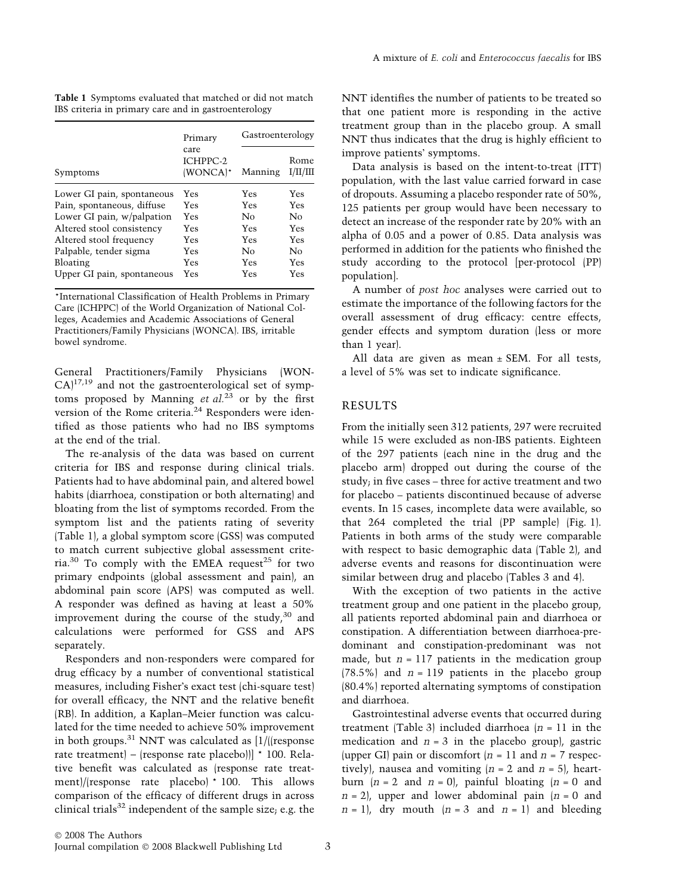**Table 1** Symptoms evaluated that matched or did not match IBS criteria in primary care and in gastroenterology

| Symptoms | Primary care ICHPPC-2 (WONCA)* | Gastroenterology | |
|---|---|---|---|
| | | Manning | Rome I/II/III |
| Lower GI pain, spontaneous | Yes | Yes | Yes |
| Pain, spontaneous, diffuse | Yes | Yes | Yes |
| Lower GI pain, w/palpation | Yes | No | No |
| Altered stool consistency | Yes | Yes | Yes |
| Altered stool frequency | Yes | Yes | Yes |
| Palpable, tender sigma | Yes | No | No |
| Bloating | Yes | Yes | Yes |
| Upper GI pain, spontaneous | Yes | Yes | Yes |

*International Classification of Health Problems in Primary Care (ICHPPC) of the World Organization of National Colleges, Academies and Academic Associations of General Practitioners/Family Physicians (WONCA). IBS, irritable bowel syndrome.

General Practitioners/Family Physicians (WONCA)[17,19] and not the gastroenterological set of symptoms proposed by Manning *et al.*[23] or by the first version of the Rome criteria.[24] Responders were identified as those patients who had no IBS symptoms at the end of the trial.

The re-analysis of the data was based on current criteria for IBS and response during clinical trials. Patients had to have abdominal pain, and altered bowel habits (diarrhoea, constipation or both alternating) and bloating from the list of symptoms recorded. From the symptom list and the patients rating of severity (Table 1), a global symptom score (GSS) was computed to match current subjective global assessment criteria.[30] To comply with the EMEA request[25] for two primary endpoints (global assessment and pain), an abdominal pain score (APS) was computed as well. A responder was defined as having at least a 50% improvement during the course of the study,[30] and calculations were performed for GSS and APS separately.

Responders and non-responders were compared for drug efficacy by a number of conventional statistical measures, including Fisher's exact test (chi-square test) for overall efficacy, the NNT and the relative benefit (RB). In addition, a Kaplan–Meier function was calculated for the time needed to achieve 50% improvement in both groups.[31] NNT was calculated as [1/((response rate treatment) – (response rate placebo))] * 100. Relative benefit was calculated as (response rate treatment)/(response rate placebo) * 100. This allows comparison of the efficacy of different drugs in across clinical trials[32] independent of the sample size; e.g. the NNT identifies the number of patients to be treated so that one patient more is responding in the active treatment group than in the placebo group. A small NNT thus indicates that the drug is highly efficient to improve patients' symptoms.

Data analysis is based on the intent-to-treat (ITT) population, with the last value carried forward in case of dropouts. Assuming a placebo responder rate of 50%, 125 patients per group would have been necessary to detect an increase of the responder rate by 20% with an alpha of 0.05 and a power of 0.85. Data analysis was performed in addition for the patients who finished the study according to the protocol [per-protocol (PP) population].

A number of *post hoc* analyses were carried out to estimate the importance of the following factors for the overall assessment of drug efficacy: centre effects, gender effects and symptom duration (less or more than 1 year).

All data are given as mean ± SEM. For all tests, a level of 5% was set to indicate significance.

## RESULTS

From the initially seen 312 patients, 297 were recruited while 15 were excluded as non-IBS patients. Eighteen of the 297 patients (each nine in the drug and the placebo arm) dropped out during the course of the study; in five cases – three for active treatment and two for placebo – patients discontinued because of adverse events. In 15 cases, incomplete data were available, so that 264 completed the trial (PP sample) (Fig. 1). Patients in both arms of the study were comparable with respect to basic demographic data (Table 2), and adverse events and reasons for discontinuation were similar between drug and placebo (Tables 3 and 4).

With the exception of two patients in the active treatment group and one patient in the placebo group, all patients reported abdominal pain and diarrhoea or constipation. A differentiation between diarrhoea-predominant and constipation-predominant was not made, but $n = 117$ patients in the medication group (78.5%) and $n = 119$ patients in the placebo group (80.4%) reported alternating symptoms of constipation and diarrhoea.

Gastrointestinal adverse events that occurred during treatment (Table 3) included diarrhoea ($n = 11$ in the medication and $n = 3$ in the placebo group), gastric (upper GI) pain or discomfort ($n = 11$ and $n = 7$ respectively), nausea and vomiting ($n = 2$ and $n = 5$), heartburn ($n = 2$ and $n = 0$), painful bloating ($n = 0$ and $n = 2$), upper and lower abdominal pain ($n = 0$ and $n = 1$), dry mouth ($n = 3$ and $n = 1$) and bleeding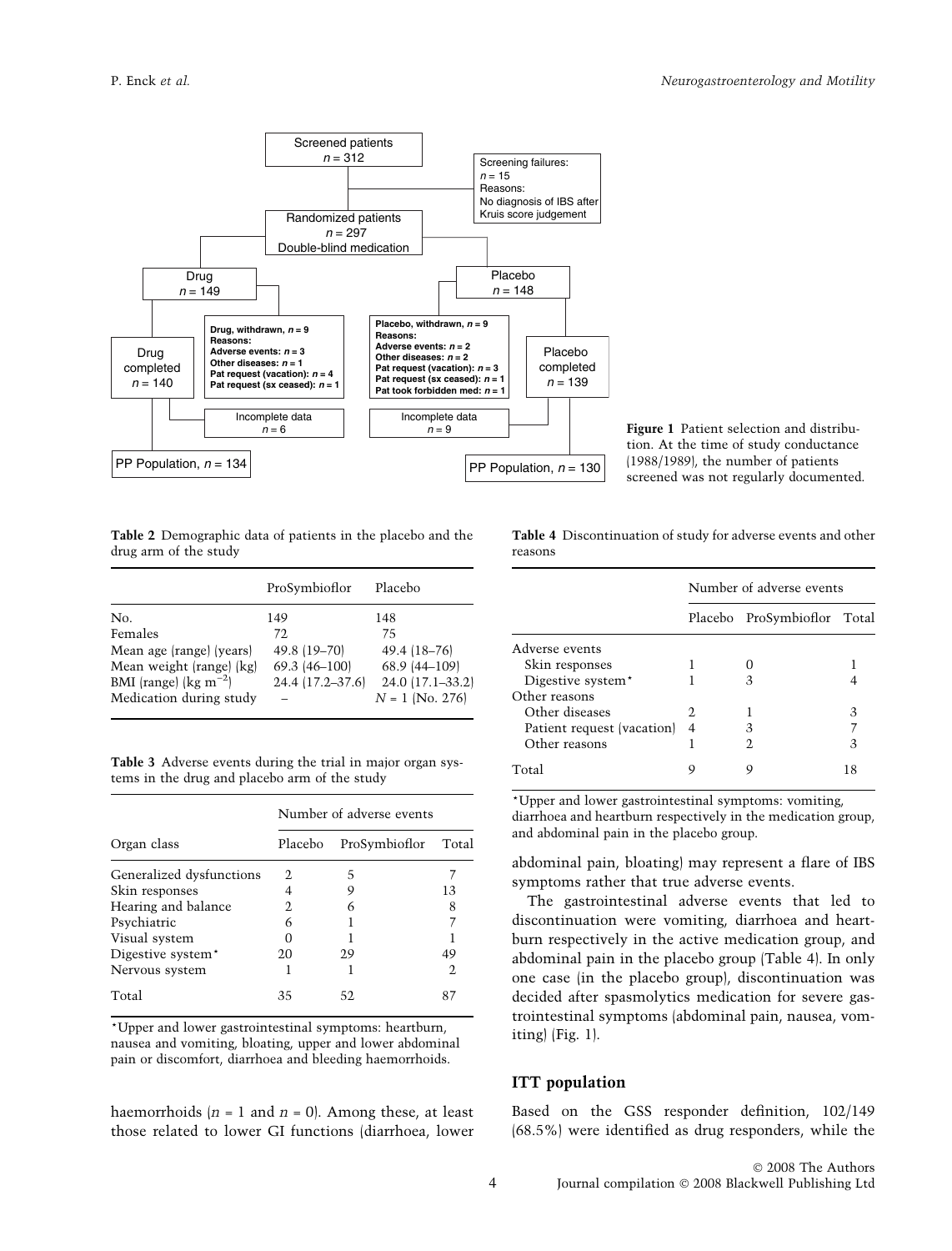Screened patients
$n = 312$

Screening failures:
$n = 15$
Reasons:
No diagnosis of IBS after Kruis score judgement

Randomized patients
$n = 297$
Double-blind medication

Drug
$n = 149$

Placebo
$n = 148$

**Drug, withdrawn, $n = 9$**
**Reasons:**
**Adverse events: $n = 3$**
**Other diseases: $n = 1$**
**Pat request (vacation): $n = 4$**
**Pat request (sx ceased): $n = 1$**

**Placebo, withdrawn, $n = 9$**
**Reasons:**
**Adverse events: $n = 2$**
**Other diseases: $n = 2$**
**Pat request (vacation): $n = 3$**
**Pat request (sx ceased): $n = 1$**
**Pat took forbidden med: $n = 1$**

Drug completed
$n = 140$

Placebo completed
$n = 139$

Incomplete data
$n = 6$

Incomplete data
$n = 9$

PP Population, $n = 134$

PP Population, $n = 130$

**Figure 1** Patient selection and distribution. At the time of study conductance (1988/1989), the number of patients screened was not regularly documented.

**Table 2** Demographic data of patients in the placebo and the drug arm of the study

| | ProSymbioflor | Placebo |
|---|---|---|
| No. | 149 | 148 |
| Females | 72 | 75 |
| Mean age (range) (years) | 49.8 (19–70) | 49.4 (18–76) |
| Mean weight (range) (kg) | 69.3 (46–100) | 68.9 (44–109) |
| BMI (range) (kg m$^{-2}$) | 24.4 (17.2–37.6) | 24.0 (17.1–33.2) |
| Medication during study | – | $N$ = 1 (No. 276) |

**Table 3** Adverse events during the trial in major organ systems in the drug and placebo arm of the study

| | Number of adverse events | | |
|---|---|---|---|
| Organ class | Placebo | ProSymbioflor | Total |
| Generalized dysfunctions | 2 | 5 | 7 |
| Skin responses | 4 | 9 | 13 |
| Hearing and balance | 2 | 6 | 8 |
| Psychiatric | 6 | 1 | 7 |
| Visual system | 0 | 1 | 1 |
| Digestive system* | 20 | 29 | 49 |
| Nervous system | 1 | 1 | 2 |
| Total | 35 | 52 | 87 |

*Upper and lower gastrointestinal symptoms: heartburn, nausea and vomiting, bloating, upper and lower abdominal pain or discomfort, diarrhoea and bleeding haemorrhoids.

haemorrhoids ($n = 1$ and $n = 0$). Among these, at least those related to lower GI functions (diarrhoea, lower abdominal pain, bloating) may represent a flare of IBS symptoms rather that true adverse events.

**Table 4** Discontinuation of study for adverse events and other reasons

| | Number of adverse events | | |
|---|---|---|---|
| | Placebo | ProSymbioflor | Total |
| Adverse events | | | |
| Skin responses | 1 | 0 | 1 |
| Digestive system* | 1 | 3 | 4 |
| Other reasons | | | |
| Other diseases | 2 | 1 | 3 |
| Patient request (vacation) | 4 | 3 | 7 |
| Other reasons | 1 | 2 | 3 |
| Total | 9 | 9 | 18 |

*Upper and lower gastrointestinal symptoms: vomiting, diarrhoea and heartburn respectively in the medication group, and abdominal pain in the placebo group.

The gastrointestinal adverse events that led to discontinuation were vomiting, diarrhoea and heartburn respectively in the active medication group, and abdominal pain in the placebo group (Table 4). In only one case (in the placebo group), discontinuation was decided after spasmolytics medication for severe gastrointestinal symptoms (abdominal pain, nausea, vomiting) (Fig. 1).

## ITT population

Based on the GSS responder definition, 102/149 (68.5%) were identified as drug responders, while the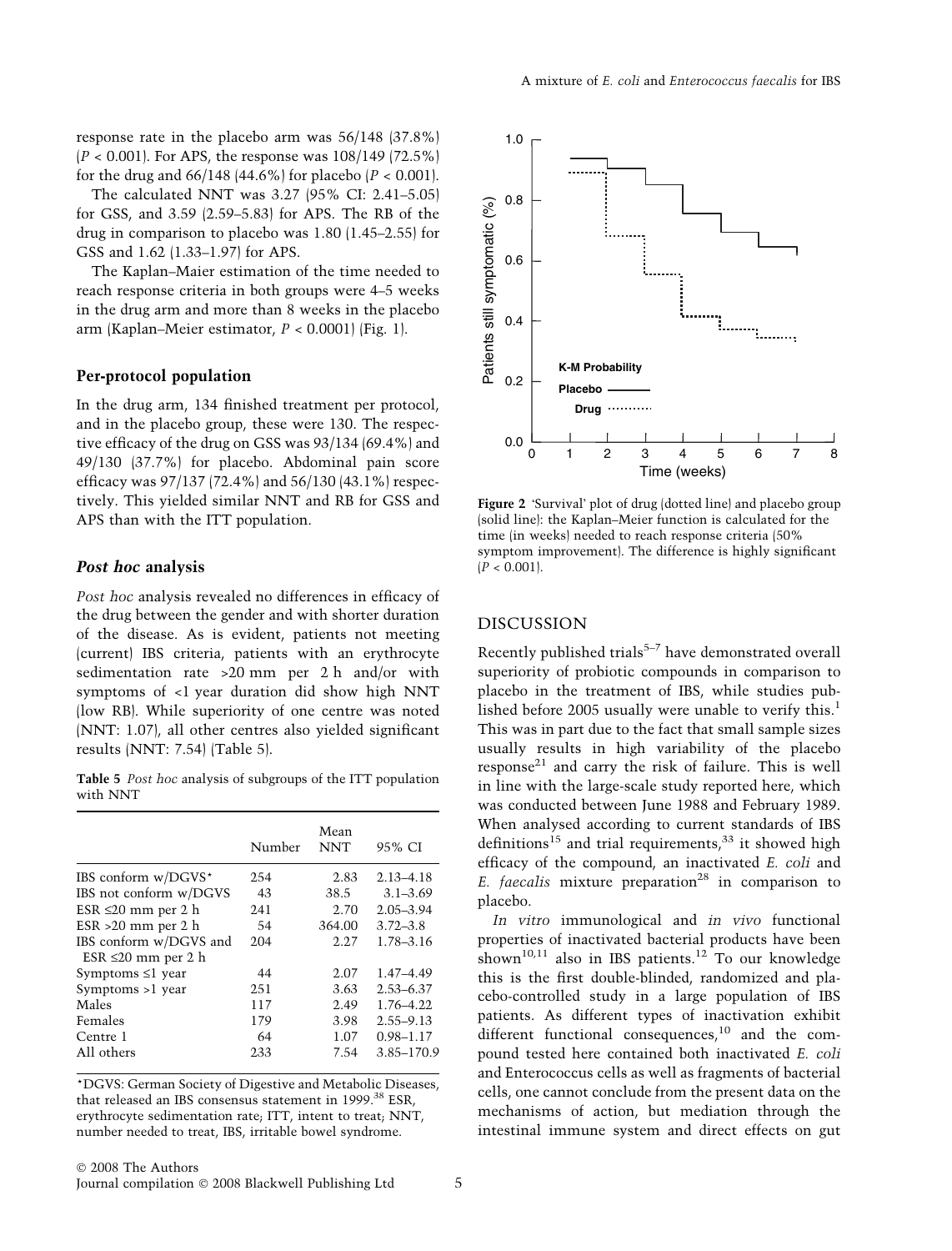response rate in the placebo arm was 56/148 (37.8%) ($P < 0.001$). For APS, the response was 108/149 (72.5%) for the drug and 66/148 (44.6%) for placebo ($P < 0.001$).

The calculated NNT was 3.27 (95% CI: 2.41–5.05) for GSS, and 3.59 (2.59–5.83) for APS. The RB of the drug in comparison to placebo was 1.80 (1.45–2.55) for GSS and 1.62 (1.33–1.97) for APS.

The Kaplan–Maier estimation of the time needed to reach response criteria in both groups were 4–5 weeks in the drug arm and more than 8 weeks in the placebo arm (Kaplan–Meier estimator, $P < 0.0001$) (Fig. 1).

### Per-protocol population

In the drug arm, 134 finished treatment per protocol, and in the placebo group, these were 130. The respective efficacy of the drug on GSS was 93/134 (69.4%) and 49/130 (37.7%) for placebo. Abdominal pain score efficacy was 97/137 (72.4%) and 56/130 (43.1%) respectively. This yielded similar NNT and RB for GSS and APS than with the ITT population.

### *Post hoc* analysis

*Post hoc* analysis revealed no differences in efficacy of the drug between the gender and with shorter duration of the disease. As is evident, patients not meeting (current) IBS criteria, patients with an erythrocyte sedimentation rate >20 mm per 2 h and/or with symptoms of <1 year duration did show high NNT (low RB). While superiority of one centre was noted (NNT: 1.07), all other centres also yielded significant results (NNT: 7.54) (Table 5).

**Table 5** *Post hoc* analysis of subgroups of the ITT population with NNT

| | Number | Mean NNT | 95% CI |
|---|---|---|---|
| IBS conform w/DGVS* | 254 | 2.83 | 2.13–4.18 |
| IBS not conform w/DGVS | 43 | 38.5 | 3.1–3.69 |
| ESR ≤20 mm per 2 h | 241 | 2.70 | 2.05–3.94 |
| ESR >20 mm per 2 h | 54 | 364.00 | 3.72–3.8 |
| IBS conform w/DGVS and ESR ≤20 mm per 2 h | 204 | 2.27 | 1.78–3.16 |
| Symptoms ≤1 year | 44 | 2.07 | 1.47–4.49 |
| Symptoms >1 year | 251 | 3.63 | 2.53–6.37 |
| Males | 117 | 2.49 | 1.76–4.22 |
| Females | 179 | 3.98 | 2.55–9.13 |
| Centre 1 | 64 | 1.07 | 0.98–1.17 |
| All others | 233 | 7.54 | 3.85–170.9 |

*DGVS: German Society of Digestive and Metabolic Diseases, that released an IBS consensus statement in 1999.[38] ESR, erythrocyte sedimentation rate; ITT, intent to treat; NNT, number needed to treat, IBS, irritable bowel syndrome.

**Figure 2** 'Survival' plot of drug (dotted line) and placebo group (solid line): the Kaplan–Meier function is calculated for the time (in weeks) needed to reach response criteria (50% symptom improvement). The difference is highly significant ($P < 0.001$).

## DISCUSSION

Recently published trials[5–7] have demonstrated overall superiority of probiotic compounds in comparison to placebo in the treatment of IBS, while studies published before 2005 usually were unable to verify this.[1] This was in part due to the fact that small sample sizes usually results in high variability of the placebo response[21] and carry the risk of failure. This is well in line with the large-scale study reported here, which was conducted between June 1988 and February 1989. When analysed according to current standards of IBS definitions[15] and trial requirements,[33] it showed high efficacy of the compound, an inactivated *E. coli* and *E. faecalis* mixture preparation[28] in comparison to placebo.

*In vitro* immunological and *in vivo* functional properties of inactivated bacterial products have been shown[10,11] also in IBS patients.[12] To our knowledge this is the first double-blinded, randomized and placebo-controlled study in a large population of IBS patients. As different types of inactivation exhibit different functional consequences,[10] and the compound tested here contained both inactivated *E. coli* and Enterococcus cells as well as fragments of bacterial cells, one cannot conclude from the present data on the mechanisms of action, but mediation through the intestinal immune system and direct effects on gut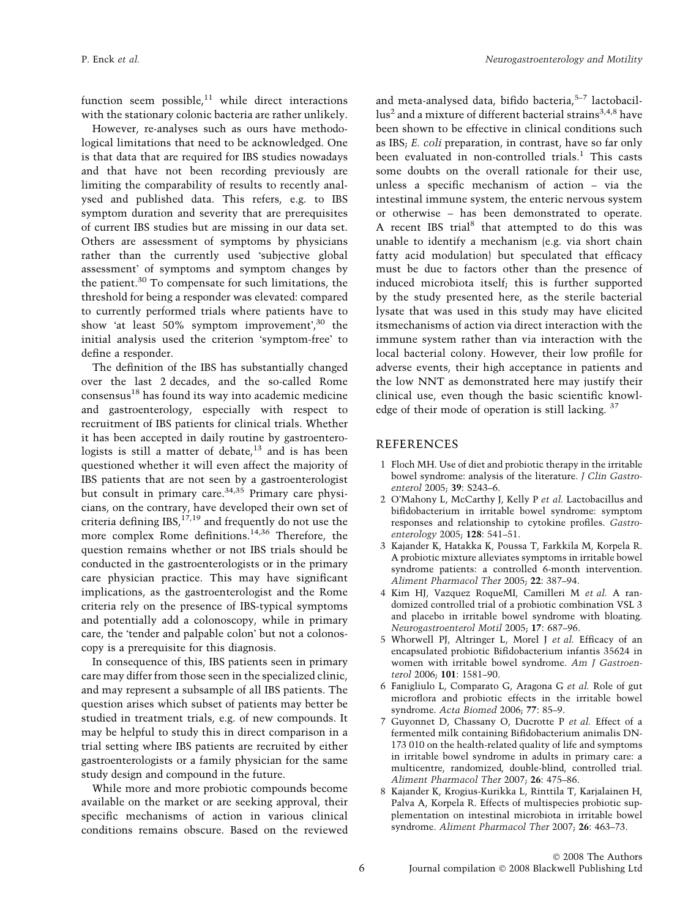function seem possible,[11] while direct interactions with the stationary colonic bacteria are rather unlikely.

However, re-analyses such as ours have methodological limitations that need to be acknowledged. One is that data that are required for IBS studies nowadays and that have not been recording previously are limiting the comparability of results to recently analysed and published data. This refers, e.g. to IBS symptom duration and severity that are prerequisites of current IBS studies but are missing in our data set. Others are assessment of symptoms by physicians rather than the currently used 'subjective global assessment' of symptoms and symptom changes by the patient.[30] To compensate for such limitations, the threshold for being a responder was elevated: compared to currently performed trials where patients have to show 'at least 50% symptom improvement',[30] the initial analysis used the criterion 'symptom-free' to define a responder.

The definition of the IBS has substantially changed over the last 2 decades, and the so-called Rome consensus[18] has found its way into academic medicine and gastroenterology, especially with respect to recruitment of IBS patients for clinical trials. Whether it has been accepted in daily routine by gastroenterologists is still a matter of debate,[13] and is has been questioned whether it will even affect the majority of IBS patients that are not seen by a gastroenterologist but consult in primary care.[34,35] Primary care physicians, on the contrary, have developed their own set of criteria defining IBS,[17,19] and frequently do not use the more complex Rome definitions.[14,36] Therefore, the question remains whether or not IBS trials should be conducted in the gastroenterologists or in the primary care physician practice. This may have significant implications, as the gastroenterologist and the Rome criteria rely on the presence of IBS-typical symptoms and potentially add a colonoscopy, while in primary care, the 'tender and palpable colon' but not a colonoscopy is a prerequisite for this diagnosis.

In consequence of this, IBS patients seen in primary care may differ from those seen in the specialized clinic, and may represent a subsample of all IBS patients. The question arises which subset of patients may better be studied in treatment trials, e.g. of new compounds. It may be helpful to study this in direct comparison in a trial setting where IBS patients are recruited by either gastroenterologists or a family physician for the same study design and compound in the future.

While more and more probiotic compounds become available on the market or are seeking approval, their specific mechanisms of action in various clinical conditions remains obscure. Based on the reviewed and meta-analysed data, bifido bacteria,[5–7] lactobacillus[2] and a mixture of different bacterial strains[3,4,8] have been shown to be effective in clinical conditions such as IBS; *E. coli* preparation, in contrast, have so far only been evaluated in non-controlled trials.[1] This casts some doubts on the overall rationale for their use, unless a specific mechanism of action – via the intestinal immune system, the enteric nervous system or otherwise – has been demonstrated to operate. A recent IBS trial[8] that attempted to do this was unable to identify a mechanism (e.g. via short chain fatty acid modulation) but speculated that efficacy must be due to factors other than the presence of induced microbiota itself; this is further supported by the study presented here, as the sterile bacterial lysate that was used in this study may have elicited itsmechanisms of action via direct interaction with the immune system rather than via interaction with the local bacterial colony. However, their low profile for adverse events, their high acceptance in patients and the low NNT as demonstrated here may justify their clinical use, even though the basic scientific knowledge of their mode of operation is still lacking. [37]

## REFERENCES

1 Floch MH. Use of diet and probiotic therapy in the irritable bowel syndrome: analysis of the literature. *J Clin Gastroenterol* 2005; **39**: S243–6.

2 O'Mahony L, McCarthy J, Kelly P *et al.* Lactobacillus and bifidobacterium in irritable bowel syndrome: symptom responses and relationship to cytokine profiles. *Gastroenterology* 2005; **128**: 541–51.

3 Kajander K, Hatakka K, Poussa T, Farkkila M, Korpela R. A probiotic mixture alleviates symptoms in irritable bowel syndrome patients: a controlled 6-month intervention. *Aliment Pharmacol Ther* 2005; **22**: 387–94.

4 Kim HJ, Vazquez RoqueMI, Camilleri M *et al.* A randomized controlled trial of a probiotic combination VSL 3 and placebo in irritable bowel syndrome with bloating. *Neurogastroenterol Motil* 2005; **17**: 687–96.

5 Whorwell PJ, Altringer L, Morel J *et al.* Efficacy of an encapsulated probiotic Bifidobacterium infantis 35624 in women with irritable bowel syndrome. *Am J Gastroenterol* 2006; **101**: 1581–90.

6 Fanigliulo L, Comparato G, Aragona G *et al.* Role of gut microflora and probiotic effects in the irritable bowel syndrome. *Acta Biomed* 2006; **77**: 85–9.

7 Guyonnet D, Chassany O, Ducrotte P *et al.* Effect of a fermented milk containing Bifidobacterium animalis DN-173 010 on the health-related quality of life and symptoms in irritable bowel syndrome in adults in primary care: a multicentre, randomized, double-blind, controlled trial. *Aliment Pharmacol Ther* 2007; **26**: 475–86.

8 Kajander K, Krogius-Kurikka L, Rinttila T, Karjalainen H, Palva A, Korpela R. Effects of multispecies probiotic supplementation on intestinal microbiota in irritable bowel syndrome. *Aliment Pharmacol Ther* 2007; **26**: 463–73.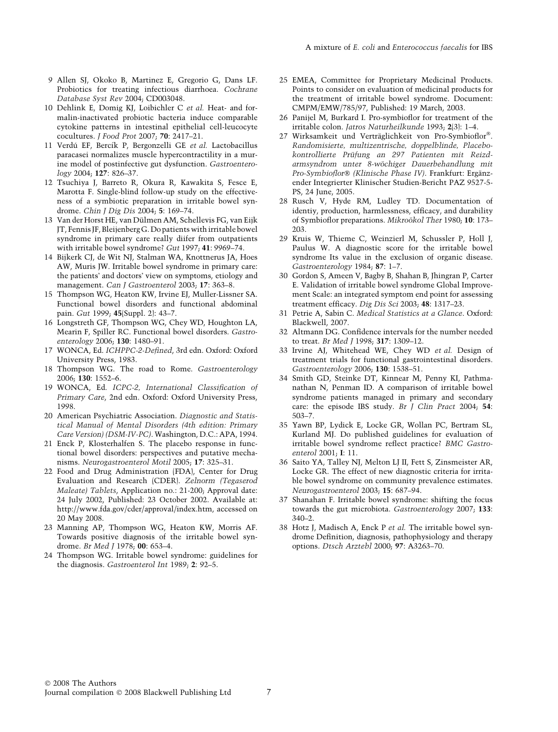9 Allen SJ, Okoko B, Martinez E, Gregorio G, Dans LF. Probiotics for treating infectious diarrhoea. *Cochrane Database Syst Rev* 2004; CD003048.

10 Dehlink E, Domig KJ, Loibichler C *et al.* Heat- and formalin-inactivated probiotic bacteria induce comparable cytokine patterns in intestinal epithelial cell-leucocyte cocultures. *J Food Prot* 2007; **70**: 2417–21.

11 Verdú EF, Bercík P, Bergonzelli GE *et al.* Lactobacillus paracasei normalizes muscle hypercontractility in a murine model of postinfective gut dysfunction. *Gastroenterology* 2004; **127**: 826–37.

12 Tsuchiya J, Barreto R, Okura R, Kawakita S, Fesce E, Marotta F. Single-blind follow-up study on the effectiveness of a symbiotic preparation in irritable bowel syndrome. *Chin J Dig Dis* 2004; **5**: 169–74.

13 Van der Horst HE, van Dülmen AM, Schellevis FG, van Eijk JT, Fennis JF, Bleijenberg G. Do patients with irritable bowel syndrome in primary care really diifer from outpatients with irritable bowel syndrome? *Gut* 1997; **41**: 9969–74.

14 Bijkerk CJ, de Wit NJ, Stalman WA, Knottnerus JA, Hoes AW, Muris JW. Irritable bowel syndrome in primary care: the patients' and doctors' view on symptoms, etiology and management. *Can J Gastroenterol* 2003; **17**: 363–8.

15 Thompson WG, Heaton KW, Irvine EJ, Muller-Lissner SA. Functional bowel disorders and functional abdominal pain. *Gut* 1999; **45**(Suppl. 2): 43–7.

16 Longstreth GF, Thompson WG, Chey WD, Houghton LA, Mearin F, Spiller RC. Functional bowel disorders. *Gastroenterology* 2006; **130**: 1480–91.

17 WONCA, Ed. *ICHPPC-2-Defined*, 3rd edn. Oxford: Oxford University Press, 1983.

18 Thompson WG. The road to Rome. *Gastroenterology* 2006; **130**: 1552–6.

19 WONCA, Ed. *ICPC-2, International Classification of Primary Care*, 2nd edn. Oxford: Oxford University Press, 1998.

20 American Psychiatric Association. *Diagnostic and Statistical Manual of Mental Disorders (4th edition: Primary Care Version) (DSM-IV-PC)*. Washington, D.C.: APA, 1994.

21 Enck P, Klosterhalfen S. The placebo response in functional bowel disorders: perspectives and putative mechanisms. *Neurogastroenterol Motil* 2005; **17**: 325–31.

22 Food and Drug Administration (FDA), Center for Drug Evaluation and Research (CDER). *Zelnorm (Tegaserod Maleate) Tablets*, Application no.: 21-200; Approval date: 24 July 2002, Published: 23 October 2002. Available at: http://www.fda.gov/cder/approval/index.htm, accessed on 20 May 2008.

23 Manning AP, Thompson WG, Heaton KW, Morris AF. Towards positive diagnosis of the irritable bowel syndrome. *Br Med J* 1978; **00**: 653–4.

24 Thompson WG. Irritable bowel syndrome: guidelines for the diagnosis. *Gastroenterol Int* 1989; **2**: 92–5.

25 EMEA, Committee for Proprietary Medicinal Products. Points to consider on evaluation of medicinal products for the treatment of irritable bowel syndrome. Document: CMPM/EMW/785/97, Published: 19 March, 2003.

26 Panijel M, Burkard I. Pro-symbioflor for treatment of the irritable colon. *Jatros Naturheilkunde* 1993; **2**(3): 1–4.

27 Wirksamkeit und Verträglichkeit von Pro-Symbioflor®. *Randomisierte, multizentrische, doppelblinde, Placebokontrollierte Prüfung an 297 Patienten mit Reizdarmsyndrom unter 8-wöchiger Dauerbehandlung mit Pro-Symbioflor® (Klinische Phase IV)*. Frankfurt: Ergänzender Integrierter Klinischer Studien-Bericht PAZ 9527-5-PS, 24 June, 2005.

28 Rusch V, Hyde RM, Ludley TD. Documentation of identiy, production, harmlessness, efficacy, and durability of Symbioflor preparations. *Mikroökol Ther* 1980; **10**: 173–203.

29 Kruis W, Thieme C, Weinzierl M, Schussler P, Holl J, Paulus W. A diagnostic score for the irritable bowel syndrome Its value in the exclusion of organic disease. *Gastroenterology* 1984; **87**: 1–7.

30 Gordon S, Ameen V, Bagby B, Shahan B, Jhingran P, Carter E. Validation of irritable bowel syndrome Global Improvement Scale: an integrated symptom end point for assessing treatment efficacy. *Dig Dis Sci* 2003; **48**: 1317–23.

31 Petrie A, Sabin C. *Medical Statistics at a Glance*. Oxford: Blackwell, 2007.

32 Altmann DG. Confidence intervals for the number needed to treat. *Br Med J* 1998; **317**: 1309–12.

33 Irvine AJ, Whitehead WE, Chey WD *et al.* Design of treatment trials for functional gastrointestinal disorders. *Gastroenterology* 2006; **130**: 1538–51.

34 Smith GD, Steinke DT, Kinnear M, Penny KI, Pathmanathan N, Penman ID. A comparison of irritable bowel syndrome patients managed in primary and secondary care: the episode IBS study. *Br J Clin Pract* 2004; **54**: 503–7.

35 Yawn BP, Lydick E, Locke GR, Wollan PC, Bertram SL, Kurland MJ. Do published guidelines for evaluation of irritable bowel syndrome reflect practice? *BMC Gastroenterol* 2001; **I**: 11.

36 Saito YA, Talley NJ, Melton LJ II, Fett S, Zinsmeister AR, Locke GR. The effect of new diagnostic criteria for irritable bowel syndrome on community prevalence estimates. *Neurogastroenterol* 2003; **15**: 687–94.

37 Shanahan F. Irritable bowel syndrome: shifting the focus towards the gut microbiota. *Gastroenterology* 2007; **133**: 340–2.

38 Hotz J, Madisch A, Enck P *et al.* The irritable bowel syndrome Definition, diagnosis, pathophysiology and therapy options. *Dtsch Arztebl* 2000; **97**: A3263–70.